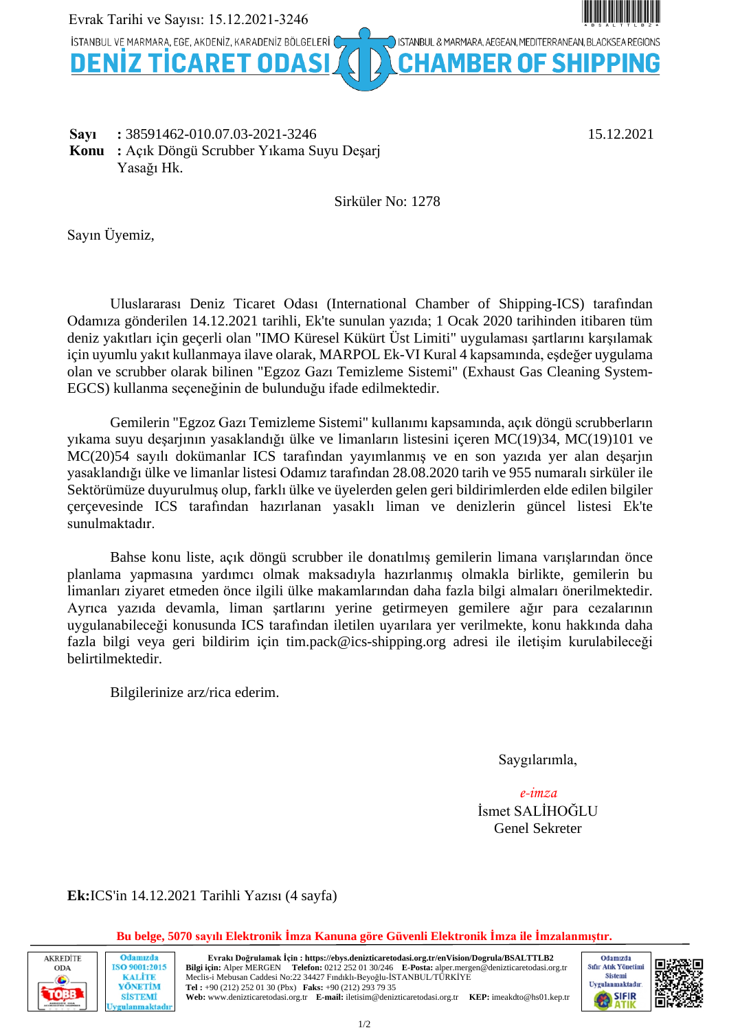Evrak Tarihi ve Sayısı: 15.12.2021-3246

İSTANBUL VE MARMARA, EGE, AKDENİZ, KARADENİZ BÖLGELERİ — ISTANBUL & MARMARA, AEGEAN, MEDITERRANEAN, BLACKSEA REGIONS

**DENİZ TİCARET ODASI — CHAMBER OF SHIPPING**

**Sayı** : 38591462-010.07.03-2021-3246 — 15.12.2021

**Konu** : Açık Döngü Scrubber Yıkama Suyu Deşarj Yasağı Hk.

Sirküler No: 1278

Sayın Üyemiz,

Uluslararası Deniz Ticaret Odası (International Chamber of Shipping-ICS) tarafından Odamıza gönderilen 14.12.2021 tarihli, Ek'te sunulan yazıda; 1 Ocak 2020 tarihinden itibaren tüm deniz yakıtları için geçerli olan "IMO Küresel Kükürt Üst Limiti" uygulaması şartlarını karşılamak için uyumlu yakıt kullanmaya ilave olarak, MARPOL Ek-VI Kural 4 kapsamında, eşdeğer uygulama olan ve scrubber olarak bilinen "Egzoz Gazı Temizleme Sistemi" (Exhaust Gas Cleaning System-EGCS) kullanma seçeneğinin de bulunduğu ifade edilmektedir.

Gemilerin "Egzoz Gazı Temizleme Sistemi" kullanımı kapsamında, açık döngü scrubberların yıkama suyu deşarjının yasaklandığı ülke ve limanların listesini içeren MC(19)34, MC(19)101 ve MC(20)54 sayılı dokümanlar ICS tarafından yayımlanmış ve en son yazıda yer alan deşarjın yasaklandığı ülke ve limanlar listesi Odamız tarafından 28.08.2020 tarih ve 955 numaralı sirküler ile Sektörümüze duyurulmuş olup, farklı ülke ve üyelerden gelen geri bildirimlerden elde edilen bilgiler çerçevesinde ICS tarafından hazırlanan yasaklı liman ve denizlerin güncel listesi Ek'te sunulmaktadır.

Bahse konu liste, açık döngü scrubber ile donatılmış gemilerin limana varışlarından önce planlama yapmasına yardımcı olmak maksadıyla hazırlanmış olmakla birlikte, gemilerin bu limanları ziyaret etmeden önce ilgili ülke makamlarından daha fazla bilgi almaları önerilmektedir. Ayrıca yazıda devamla, liman şartlarını yerine getirmeyen gemilere ağır para cezalarının uygulanabileceği konusunda ICS tarafından iletilen uyarılara yer verilmekte, konu hakkında daha fazla bilgi veya geri bildirim için tim.pack@ics-shipping.org adresi ile iletişim kurulabileceği belirtilmektedir.

Bilgilerinize arz/rica ederim.

Saygılarımla,

*e-imza*
İsmet SALİHOĞLU
Genel Sekreter

**Ek:** ICS'in 14.12.2021 Tarihli Yazısı (4 sayfa)

**Bu belge, 5070 sayılı Elektronik İmza Kanuna göre Güvenli Elektronik İmza ile İmzalanmıştır.**

**Evrakı Doğrulamak İçin :** https://ebys.denizticaretodasi.org.tr/enVision/Dogrula/BSALTTLB2
**Bilgi için:** Alper MERGEN **Telefon:** 0212 252 01 30/246 **E-Posta:** alper.mergen@denizticaretodasi.org.tr
Meclis-i Mebusan Caddesi No:22 34427 Fındıklı-Beyoğlu-İSTANBUL/TÜRKİYE
**Tel :** +90 (212) 252 01 30 (Pbx) **Faks:** +90 (212) 293 79 35
**Web:** www.denizticaretodasi.org.tr **E-mail:** iletisim@denizticaretodasi.org.tr **KEP:** imeakdto@hs01.kep.tr

AKREDİTE ODA — TOBB | Odamızda ISO 9001:2015 KALİTE YÖNETİM SİSTEMİ Uygulanmaktadır | Odamızda Sıfır Atık Yönetimi Sistemi Uygulanmaktadır — SIFIR ATIK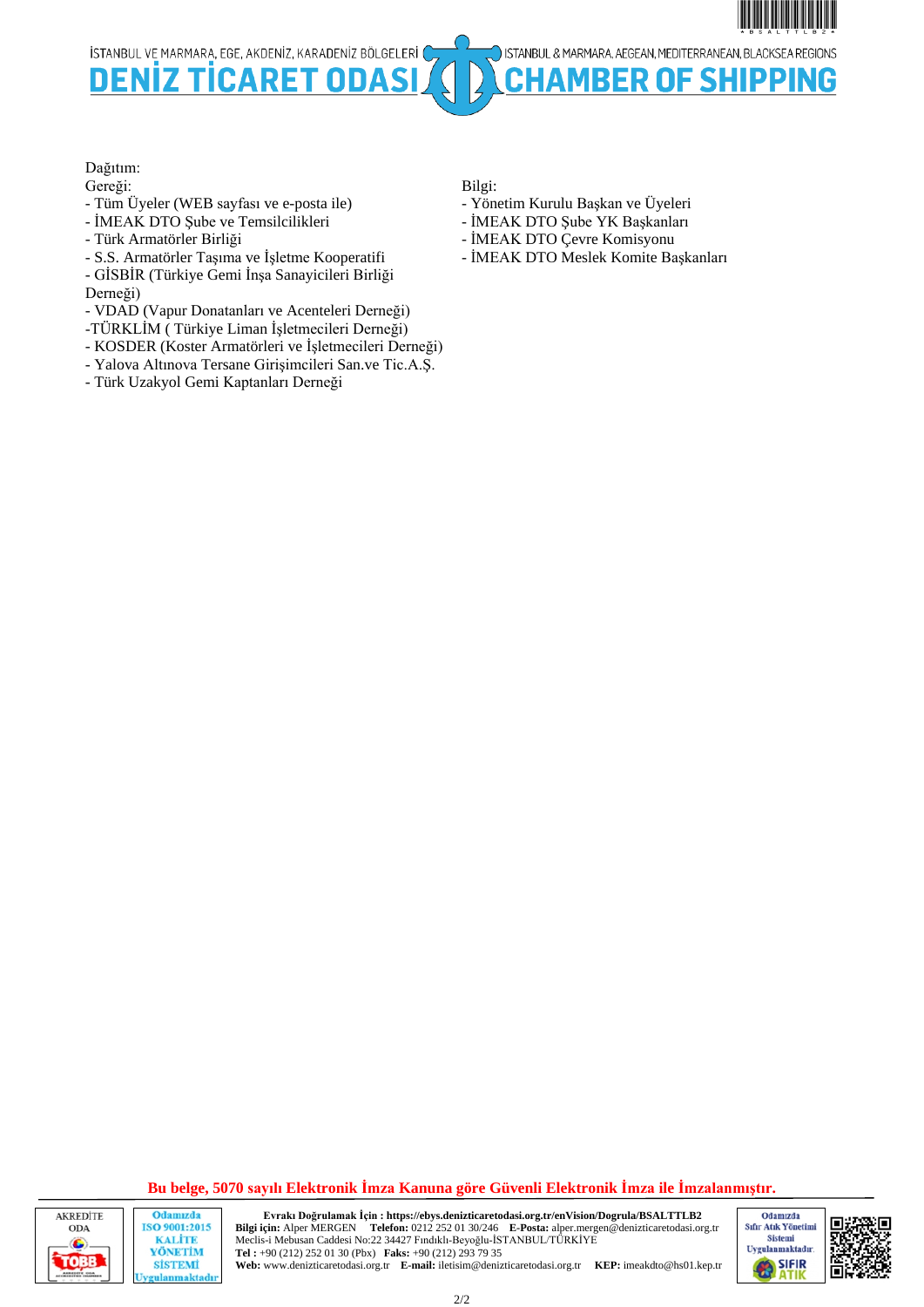Dağıtım:

Gereği:

- Tüm Üyeler (WEB sayfası ve e-posta ile)
- İMEAK DTO Şube ve Temsilcilikleri
- Türk Armatörler Birliği
- S.S. Armatörler Taşıma ve İşletme Kooperatifi
- GİSBİR (Türkiye Gemi İnşa Sanayicileri Birliği Derneği)
- VDAD (Vapur Donatanları ve Acenteleri Derneği)
- TÜRKLİM ( Türkiye Liman İşletmecileri Derneği)
- KOSDER (Koster Armatörleri ve İşletmecileri Derneği)
- Yalova Altınova Tersane Girişimcileri San.ve Tic.A.Ş.
- Türk Uzakyol Gemi Kaptanları Derneği

Bilgi:

- Yönetim Kurulu Başkan ve Üyeleri
- İMEAK DTO Şube YK Başkanları
- İMEAK DTO Çevre Komisyonu
- İMEAK DTO Meslek Komite Başkanları

**Bu belge, 5070 sayılı Elektronik İmza Kanuna göre Güvenli Elektronik İmza ile İmzalanmıştır.**

**Evrakı Doğrulamak İçin : https://ebys.denizticaretodasi.org.tr/enVision/Dogrula/BSALTTLB2**
**Bilgi için:** Alper MERGEN **Telefon:** 0212 252 01 30/246 **E-Posta:** alper.mergen@denizticaretodasi.org.tr
Meclis-i Mebusan Caddesi No:22 34427 Fındıklı-Beyoğlu-İSTANBUL/TÜRKİYE
**Tel :** +90 (212) 252 01 30 (Pbx) **Faks:** +90 (212) 293 79 35
**Web:** www.denizticaretodasi.org.tr **E-mail:** iletisim@denizticaretodasi.org.tr **KEP:** imeakdto@hs01.kep.tr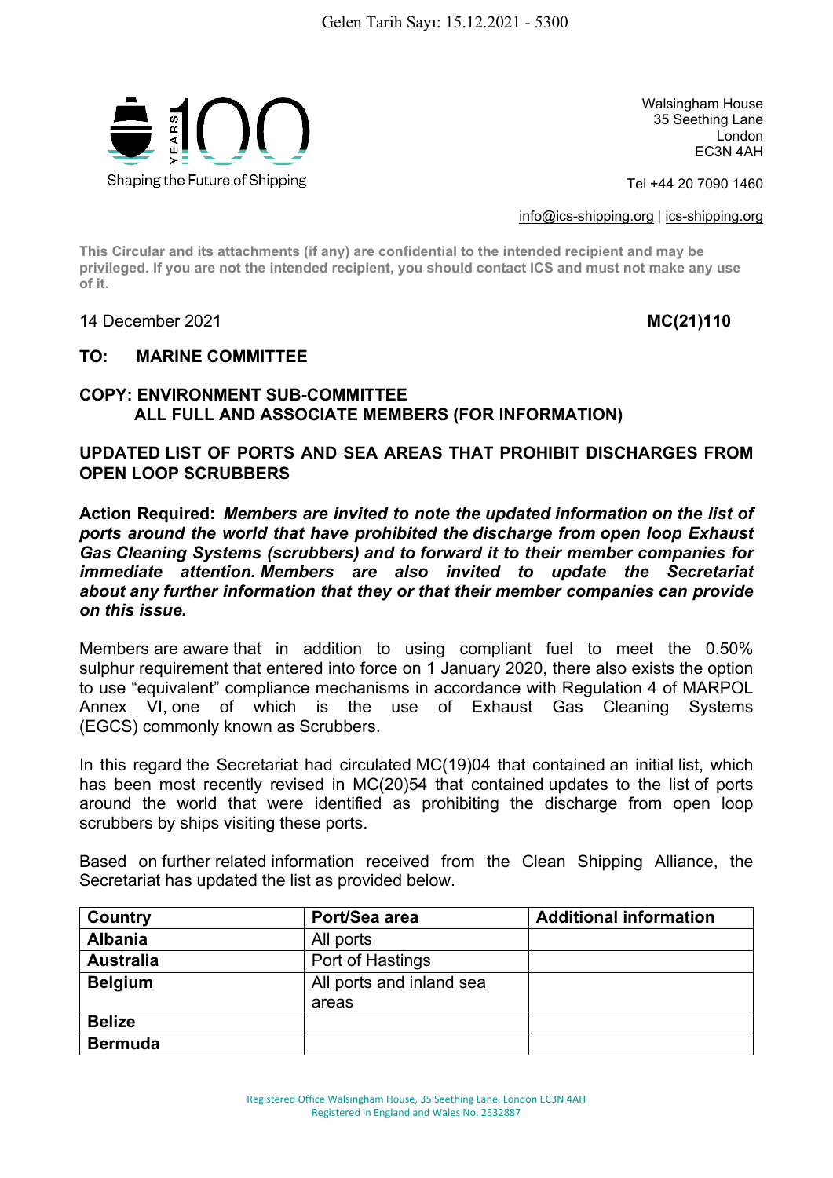Gelen Tarih Sayı: 15.12.2021 - 5300

Walsingham House
35 Seething Lane
London
EC3N 4AH

Tel +44 20 7090 1460

info@ics-shipping.org | ics-shipping.org

Shaping the Future of Shipping

**This Circular and its attachments (if any) are confidential to the intended recipient and may be privileged. If you are not the intended recipient, you should contact ICS and must not make any use of it.**

14 December 2021 **MC(21)110**

**TO: MARINE COMMITTEE**

**COPY: ENVIRONMENT SUB-COMMITTEE**
**ALL FULL AND ASSOCIATE MEMBERS (FOR INFORMATION)**

**UPDATED LIST OF PORTS AND SEA AREAS THAT PROHIBIT DISCHARGES FROM OPEN LOOP SCRUBBERS**

**Action Required:** ***Members are invited to note the updated information on the list of ports around the world that have prohibited the discharge from open loop Exhaust Gas Cleaning Systems (scrubbers) and to forward it to their member companies for immediate attention. Members are also invited to update the Secretariat about any further information that they or that their member companies can provide on this issue.***

Members are aware that in addition to using compliant fuel to meet the 0.50% sulphur requirement that entered into force on 1 January 2020, there also exists the option to use "equivalent" compliance mechanisms in accordance with Regulation 4 of MARPOL Annex VI, one of which is the use of Exhaust Gas Cleaning Systems (EGCS) commonly known as Scrubbers.

In this regard the Secretariat had circulated MC(19)04 that contained an initial list, which has been most recently revised in MC(20)54 that contained updates to the list of ports around the world that were identified as prohibiting the discharge from open loop scrubbers by ships visiting these ports.

Based on further related information received from the Clean Shipping Alliance, the Secretariat has updated the list as provided below.

| Country | Port/Sea area | Additional information |
|---|---|---|
| **Albania** | All ports | |
| **Australia** | Port of Hastings | |
| **Belgium** | All ports and inland sea areas | |
| **Belize** | | |
| **Bermuda** | | |

Registered Office Walsingham House, 35 Seething Lane, London EC3N 4AH
Registered in England and Wales No. 2532887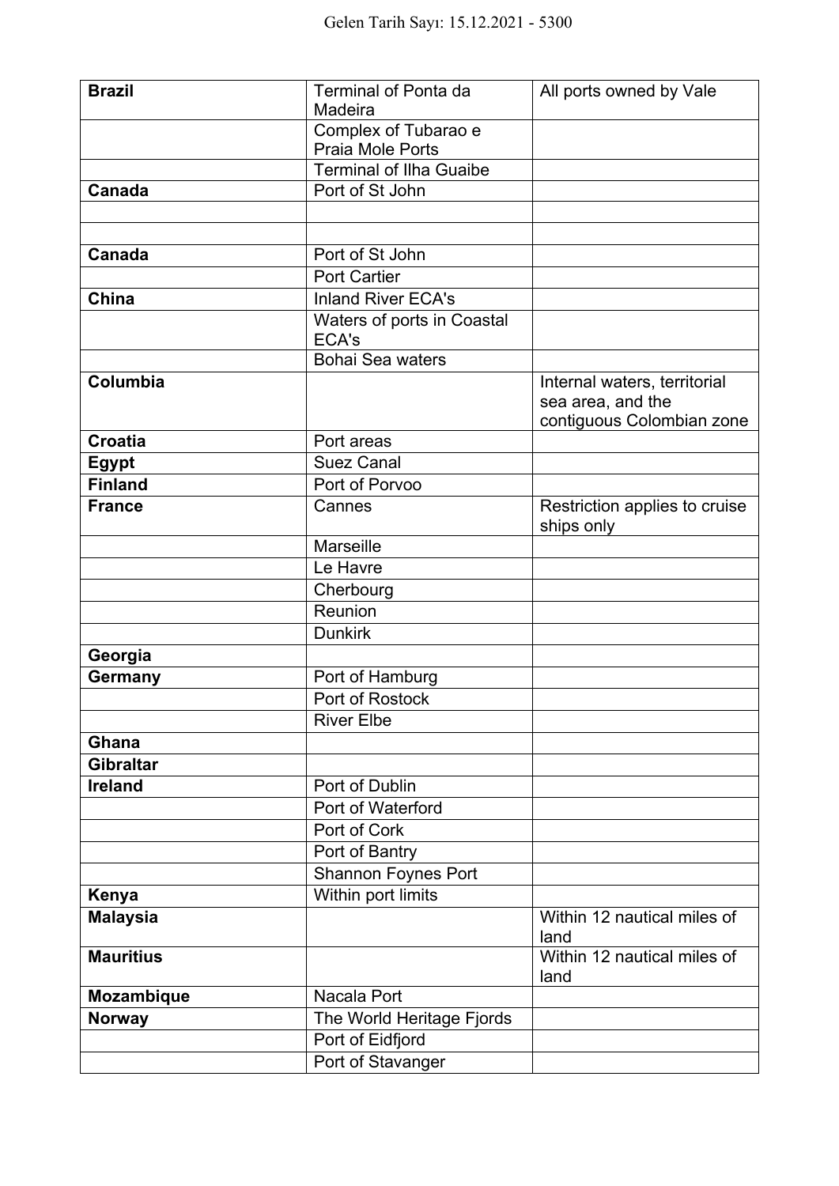| **Brazil** | Terminal of Ponta da Madeira | All ports owned by Vale |
|---|---|---|
| | Complex of Tubarao e Praia Mole Ports | |
| | Terminal of Ilha Guaibe | |
| **Canada** | Port of St John | |
| | | |
| | | |
| **Canada** | Port of St John | |
| | Port Cartier | |
| **China** | Inland River ECA's | |
| | Waters of ports in Coastal ECA's | |
| | Bohai Sea waters | |
| **Columbia** | | Internal waters, territorial sea area, and the contiguous Colombian zone |
| **Croatia** | Port areas | |
| **Egypt** | Suez Canal | |
| **Finland** | Port of Porvoo | |
| **France** | Cannes | Restriction applies to cruise ships only |
| | Marseille | |
| | Le Havre | |
| | Cherbourg | |
| | Reunion | |
| | Dunkirk | |
| **Georgia** | | |
| **Germany** | Port of Hamburg | |
| | Port of Rostock | |
| | River Elbe | |
| **Ghana** | | |
| **Gibraltar** | | |
| **Ireland** | Port of Dublin | |
| | Port of Waterford | |
| | Port of Cork | |
| | Port of Bantry | |
| | Shannon Foynes Port | |
| **Kenya** | Within port limits | |
| **Malaysia** | | Within 12 nautical miles of land |
| **Mauritius** | | Within 12 nautical miles of land |
| **Mozambique** | Nacala Port | |
| **Norway** | The World Heritage Fjords | |
| | Port of Eidfjord | |
| | Port of Stavanger | |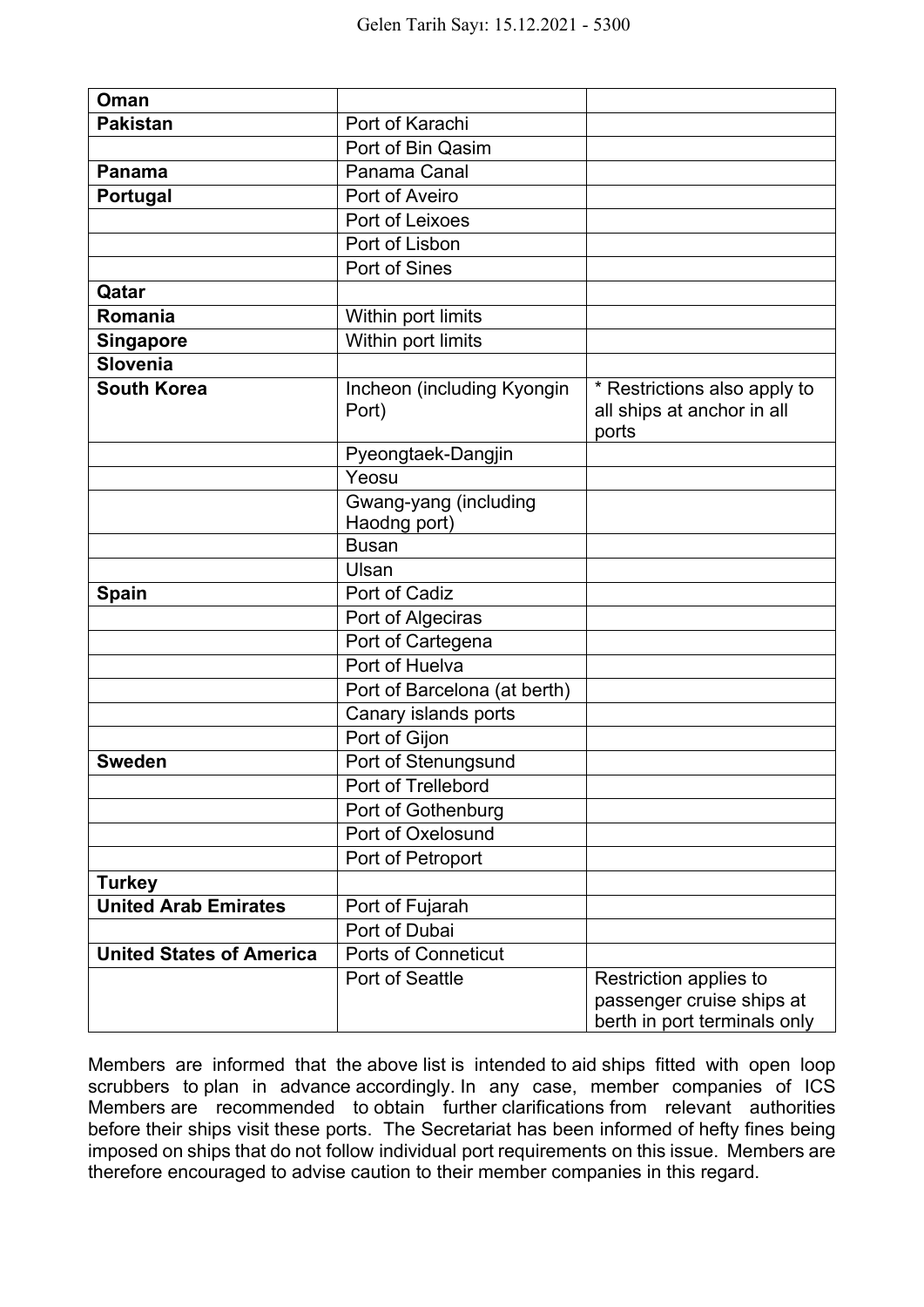| **Oman** | | |
|---|---|---|
| **Pakistan** | Port of Karachi | |
| | Port of Bin Qasim | |
| **Panama** | Panama Canal | |
| **Portugal** | Port of Aveiro | |
| | Port of Leixoes | |
| | Port of Lisbon | |
| | Port of Sines | |
| **Qatar** | | |
| **Romania** | Within port limits | |
| **Singapore** | Within port limits | |
| **Slovenia** | | |
| **South Korea** | Incheon (including Kyongin Port) | * Restrictions also apply to all ships at anchor in all ports |
| | Pyeongtaek-Dangjin | |
| | Yeosu | |
| | Gwang-yang (including Haodng port) | |
| | Busan | |
| | Ulsan | |
| **Spain** | Port of Cadiz | |
| | Port of Algeciras | |
| | Port of Cartegena | |
| | Port of Huelva | |
| | Port of Barcelona (at berth) | |
| | Canary islands ports | |
| | Port of Gijon | |
| **Sweden** | Port of Stenungsund | |
| | Port of Trellebord | |
| | Port of Gothenburg | |
| | Port of Oxelosund | |
| | Port of Petroport | |
| **Turkey** | | |
| **United Arab Emirates** | Port of Fujarah | |
| | Port of Dubai | |
| **United States of America** | Ports of Conneticut | |
| | Port of Seattle | Restriction applies to passenger cruise ships at berth in port terminals only |

Members are informed that the above list is intended to aid ships fitted with open loop scrubbers to plan in advance accordingly. In any case, member companies of ICS Members are recommended to obtain further clarifications from relevant authorities before their ships visit these ports. The Secretariat has been informed of hefty fines being imposed on ships that do not follow individual port requirements on this issue. Members are therefore encouraged to advise caution to their member companies in this regard.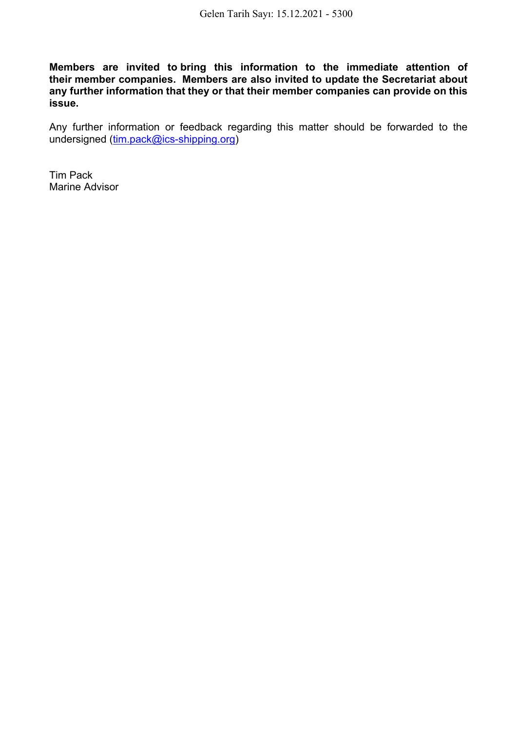**Members are invited to bring this information to the immediate attention of their member companies. Members are also invited to update the Secretariat about any further information that they or that their member companies can provide on this issue.**

Any further information or feedback regarding this matter should be forwarded to the undersigned (tim.pack@ics-shipping.org)

Tim Pack
Marine Advisor